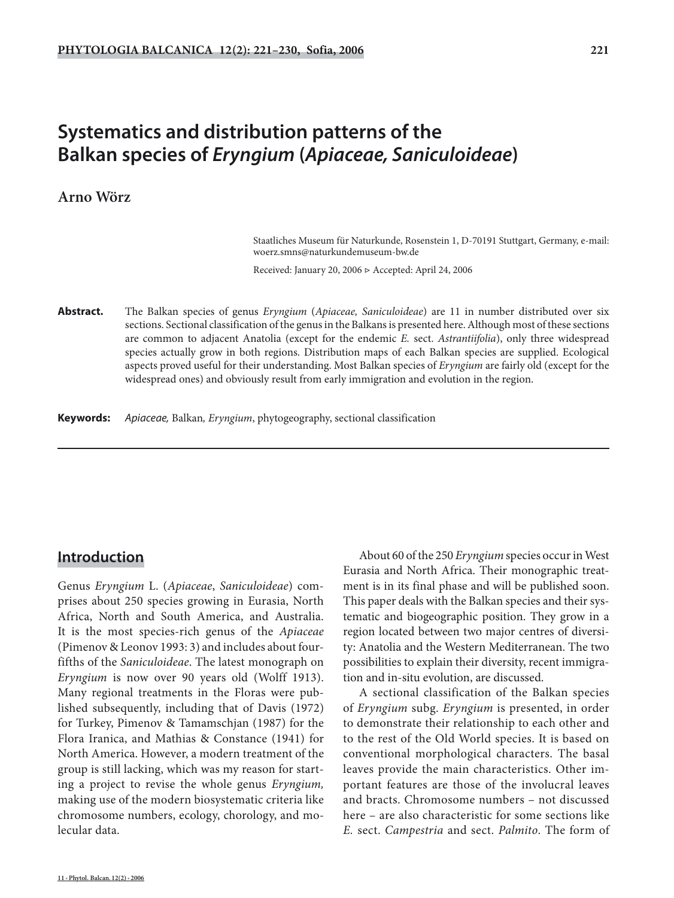# Systematics and distribution patterns of the Balkan species of *Eryngium* (*Apiaceae, Saniculoideae*)

**Arno Wörz**

Staatliches Museum für Naturkunde, Rosenstein 1, D-70191 Stuttgart, Germany, e-mail: woerz.smns@naturkundemuseum-bw.de

Received: January 20, 2006 ▷ Accepted: April 24, 2006

**Abstract.** The Balkan species of genus *Eryngium* (*Apiaceae, Saniculoideae*) are 11 in number distributed over six sections. Sectional classification of the genus in the Balkans is presented here. Although most of these sections are common to adjacent Anatolia (except for the endemic *E.* sect. *Astrantiifolia*), only three widespread species actually grow in both regions. Distribution maps of each Balkan species are supplied. Ecological aspects proved useful for their understanding. Most Balkan species of *Eryngium* are fairly old (except for the widespread ones) and obviously result from early immigration and evolution in the region.

**Keywords:** *Apiaceae,* Balkan*, Eryngium*, phytogeography, sectional classification

## Introduction

Genus *Eryngium* L. (*Apiaceae*, *Saniculoideae*) comprises about 250 species growing in Eurasia, North Africa, North and South America, and Australia. It is the most species-rich genus of the *Apiaceae* (Pimenov & Leonov 1993: 3) and includes about four-fifths of the *Saniculoideae*. The latest monograph on *Eryngium* is now over 90 years old (Wolff 1913). Many regional treatments in the Floras were published subsequently, including that of Davis (1972) for Turkey, Pimenov & Tamamschjan (1987) for the Flora Iranica, and Mathias & Constance (1941) for North America. However, a modern treatment of the group is still lacking, which was my reason for starting a project to revise the whole genus *Eryngium,* making use of the modern biosystematic criteria like chromosome numbers, ecology, chorology, and molecular data.

About 60 of the 250 *Eryngium* species occur in West Eurasia and North Africa. Their monographic treatment is in its final phase and will be published soon. This paper deals with the Balkan species and their systematic and biogeographic position. They grow in a region located between two major centres of diversity: Anatolia and the Western Mediterranean. The two possibilities to explain their diversity, recent immigration and in-situ evolution, are discussed.

A sectional classification of the Balkan species of *Eryngium* subg. *Eryngium* is presented, in order to demonstrate their relationship to each other and to the rest of the Old World species. It is based on conventional morphological characters. The basal leaves provide the main characteristics. Other important features are those of the involucral leaves and bracts. Chromosome numbers – not discussed here – are also characteristic for some sections like *E.* sect. *Campestria* and sect. *Palmito*. The form of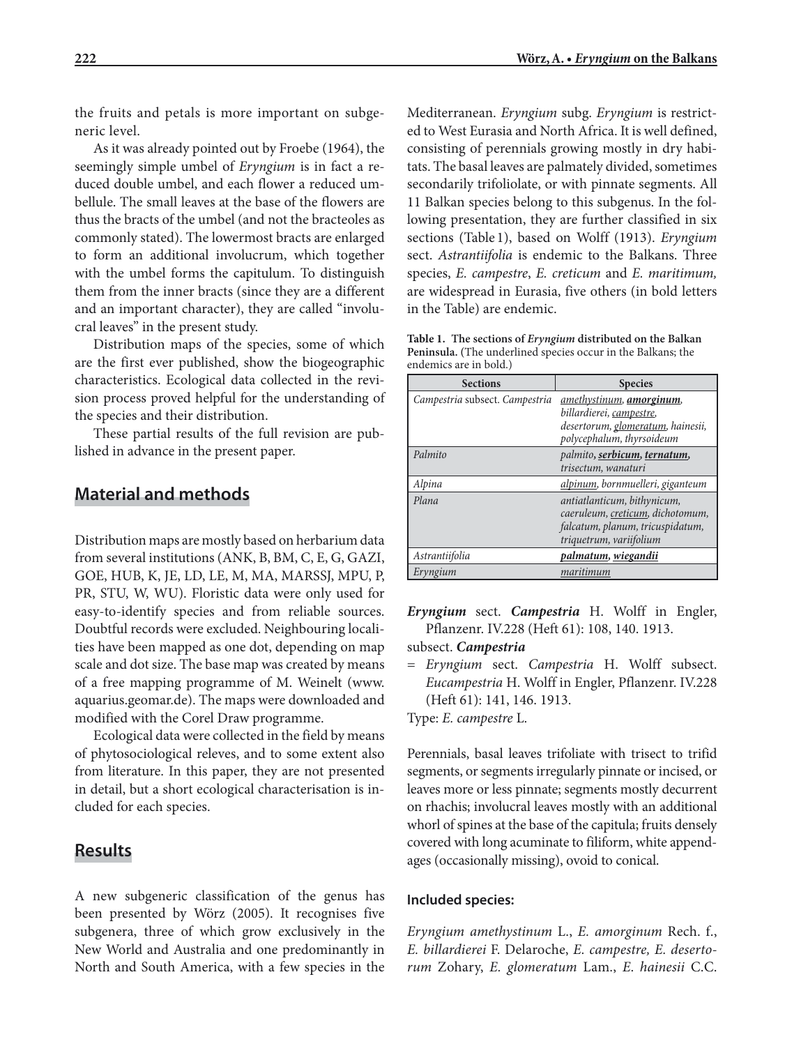the fruits and petals is more important on subgeneric level.

As it was already pointed out by Froebe (1964), the seemingly simple umbel of *Eryngium* is in fact a reduced double umbel, and each flower a reduced umbellule. The small leaves at the base of the flowers are thus the bracts of the umbel (and not the bracteoles as commonly stated). The lowermost bracts are enlarged to form an additional involucrum, which together with the umbel forms the capitulum. To distinguish them from the inner bracts (since they are a different and an important character), they are called "involucral leaves" in the present study.

Distribution maps of the species, some of which are the first ever published, show the biogeographic characteristics. Ecological data collected in the revision process proved helpful for the understanding of the species and their distribution.

These partial results of the full revision are published in advance in the present paper.

## Material and methods

Distribution maps are mostly based on herbarium data from several institutions (ANK, B, BM, C, E, G, GAZI, GOE, HUB, K, JE, LD, LE, M, MA, MARSSJ, MPU, P, PR, STU, W, WU). Floristic data were only used for easy-to-identify species and from reliable sources. Doubtful records were excluded. Neighbouring localities have been mapped as one dot, depending on map scale and dot size. The base map was created by means of a free mapping programme of M. Weinelt (www.aquarius.geomar.de). The maps were downloaded and modified with the Corel Draw programme.

Ecological data were collected in the field by means of phytosociological releves, and to some extent also from literature. In this paper, they are not presented in detail, but a short ecological characterisation is included for each species.

## Results

A new subgeneric classification of the genus has been presented by Wörz (2005). It recognises five subgenera, three of which grow exclusively in the New World and Australia and one predominantly in North and South America, with a few species in the Mediterranean. *Eryngium* subg. *Eryngium* is restricted to West Eurasia and North Africa. It is well defined, consisting of perennials growing mostly in dry habitats. The basal leaves are palmately divided, sometimes secondarily trifoliolate, or with pinnate segments. All 11 Balkan species belong to this subgenus. In the following presentation, they are further classified in six sections (Table 1), based on Wolff (1913). *Eryngium* sect. *Astrantiifolia* is endemic to the Balkans. Three species, *E. campestre*, *E. creticum* and *E. maritimum,* are widespread in Eurasia, five others (in bold letters in the Table) are endemic.

**Table 1. The sections of *Eryngium* distributed on the Balkan Peninsula.** (The underlined species occur in the Balkans; the endemics are in bold.)

| Sections | Species |
|---|---|
| *Campestria* subsect. *Campestria* | *amethystinum*, ***amorginum***, *billardierei*, *campestre*, *desertorum*, *glomeratum*, *hainesii*, *polycephalum*, *thyrsoideum* |
| *Palmito* | *palmito*, ***serbicum***, ***ternatum***, *trisectum*, *wanaturi* |
| *Alpina* | *alpinum*, *bornmuelleri*, *giganteum* |
| *Plana* | *antiatlanticum*, *bithynicum*, *caeruleum*, *creticum*, *dichotomum*, *falcatum*, *planum*, *tricuspidatum*, *triquetrum*, *variifolium* |
| *Astrantiifolia* | ***palmatum***, ***wiegandii*** |
| *Eryngium* | *maritimum* |

***Eryngium*** sect. ***Campestria*** H. Wolff in Engler, Pflanzenr. IV.228 (Heft 61): 108, 140. 1913.

subsect. ***Campestria***

= *Eryngium* sect. *Campestria* H. Wolff subsect. *Eucampestria* H. Wolff in Engler, Pflanzenr. IV.228 (Heft 61): 141, 146. 1913.

Type: *E. campestre* L.

Perennials, basal leaves trifoliate with trisect to trifid segments, or segments irregularly pinnate or incised, or leaves more or less pinnate; segments mostly decurrent on rhachis; involucral leaves mostly with an additional whorl of spines at the base of the capitula; fruits densely covered with long acuminate to filiform, white appendages (occasionally missing), ovoid to conical.

#### Included species:

*Eryngium amethystinum* L., *E. amorginum* Rech. f., *E. billardierei* F. Delaroche, *E. campestre, E. desertorum* Zohary, *E. glomeratum* Lam., *E. hainesii* C.C.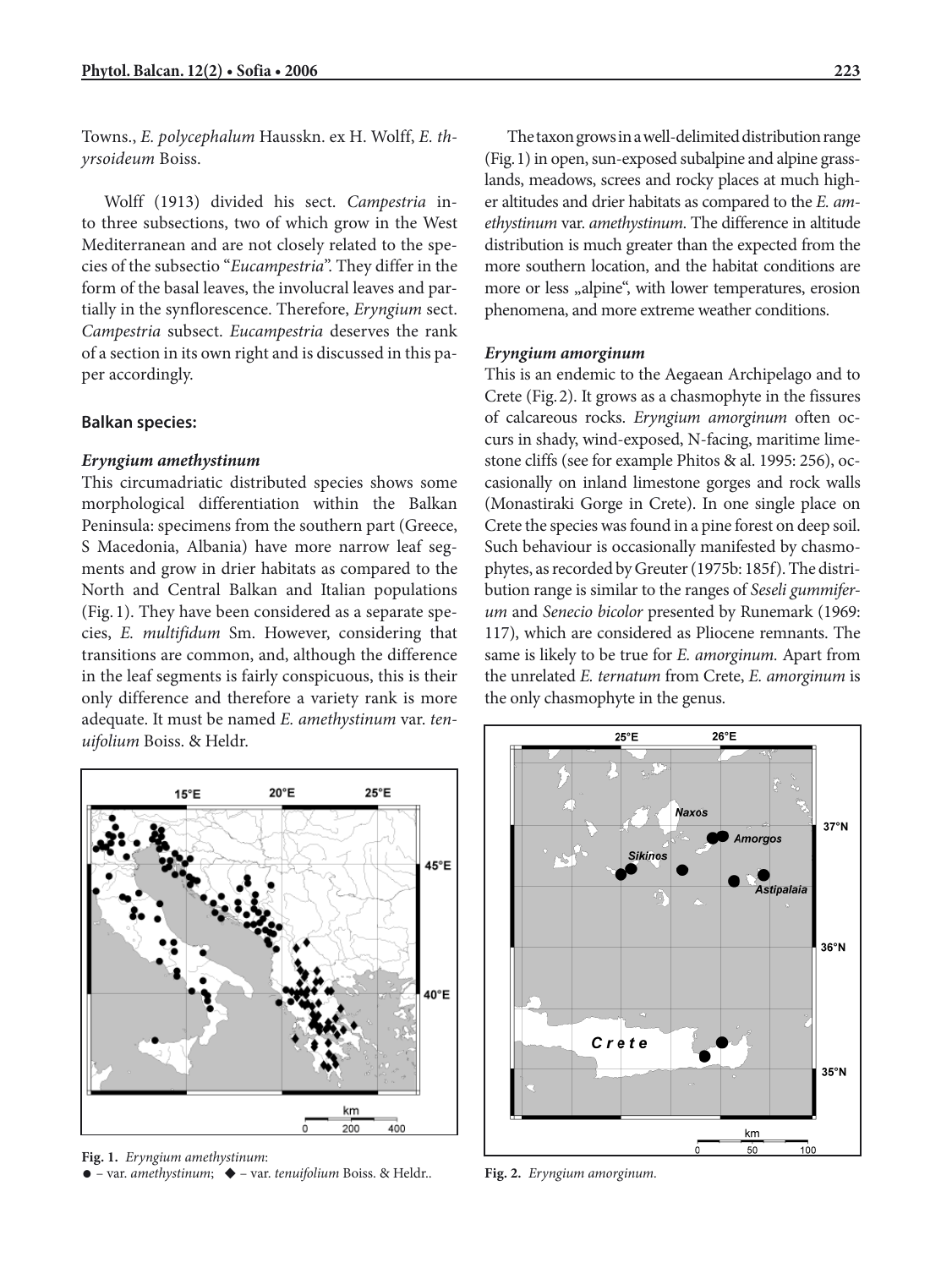Towns., *E. polycephalum* Hausskn. ex H. Wolff, *E. thyrsoideum* Boiss.

Wolff (1913) divided his sect. *Campestria* into three subsections, two of which grow in the West Mediterranean and are not closely related to the species of the subsectio "*Eucampestria*". They differ in the form of the basal leaves, the involucral leaves and partially in the synflorescence. Therefore, *Eryngium* sect. *Campestria* subsect. *Eucampestria* deserves the rank of a section in its own right and is discussed in this paper accordingly.

### Balkan species:

#### *Eryngium amethystinum*

This circumadriatic distributed species shows some morphological differentiation within the Balkan Peninsula: specimens from the southern part (Greece, S Macedonia, Albania) have more narrow leaf segments and grow in drier habitats as compared to the North and Central Balkan and Italian populations (Fig. 1). They have been considered as a separate species, *E. multifidum* Sm. However, considering that transitions are common, and, although the difference in the leaf segments is fairly conspicuous, this is their only difference and therefore a variety rank is more adequate. It must be named *E. amethystinum* var. *tenuifolium* Boiss. & Heldr.

**Fig. 1.** *Eryngium amethystinum*:
● – var. *amethystinum*; ◆ – var. *tenuifolium* Boiss. & Heldr..

The taxon grows in a well-delimited distribution range (Fig. 1) in open, sun-exposed subalpine and alpine grasslands, meadows, screes and rocky places at much higher altitudes and drier habitats as compared to the *E. amethystinum* var. *amethystinum*. The difference in altitude distribution is much greater than the expected from the more southern location, and the habitat conditions are more or less „alpine", with lower temperatures, erosion phenomena, and more extreme weather conditions.

#### *Eryngium amorginum*

This is an endemic to the Aegaean Archipelago and to Crete (Fig. 2). It grows as a chasmophyte in the fissures of calcareous rocks. *Eryngium amorginum* often occurs in shady, wind-exposed, N-facing, maritime limestone cliffs (see for example Phitos & al. 1995: 256), occasionally on inland limestone gorges and rock walls (Monastiraki Gorge in Crete). In one single place on Crete the species was found in a pine forest on deep soil. Such behaviour is occasionally manifested by chasmophytes, as recorded by Greuter (1975b: 185f). The distribution range is similar to the ranges of *Seseli gummiferum* and *Senecio bicolor* presented by Runemark (1969: 117), which are considered as Pliocene remnants. The same is likely to be true for *E. amorginum.* Apart from the unrelated *E. ternatum* from Crete, *E. amorginum* is the only chasmophyte in the genus.

**Fig. 2.** *Eryngium amorginum.*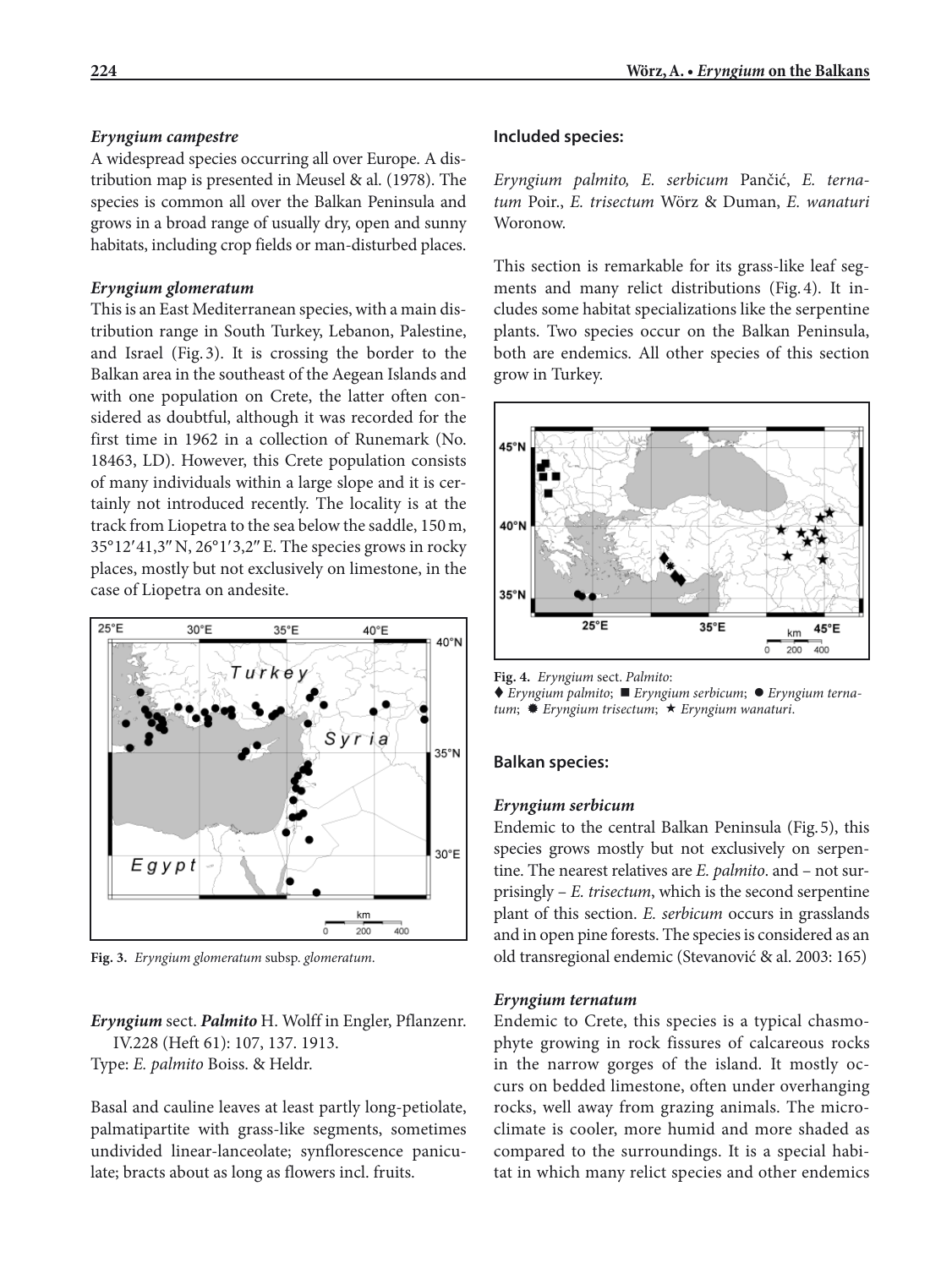### *Eryngium campestre*

A widespread species occurring all over Europe. A distribution map is presented in Meusel & al. (1978). The species is common all over the Balkan Peninsula and grows in a broad range of usually dry, open and sunny habitats, including crop fields or man-disturbed places.

### *Eryngium glomeratum*

This is an East Mediterranean species, with a main distribution range in South Turkey, Lebanon, Palestine, and Israel (Fig. 3). It is crossing the border to the Balkan area in the southeast of the Aegean Islands and with one population on Crete, the latter often considered as doubtful, although it was recorded for the first time in 1962 in a collection of Runemark (No. 18463, LD). However, this Crete population consists of many individuals within a large slope and it is certainly not introduced recently. The locality is at the track from Liopetra to the sea below the saddle, 150 m, 35°12′41,3″ N, 26°1′3,2″ E. The species grows in rocky places, mostly but not exclusively on limestone, in the case of Liopetra on andesite.

**Fig. 3.** *Eryngium glomeratum* subsp. *glomeratum*.

***Eryngium*** sect. ***Palmito*** H. Wolff in Engler, Pflanzenr. IV.228 (Heft 61): 107, 137. 1913.
Type: *E. palmito* Boiss. & Heldr.

Basal and cauline leaves at least partly long-petiolate, palmatipartite with grass-like segments, sometimes undivided linear-lanceolate; synflorescence paniculate; bracts about as long as flowers incl. fruits.

### Included species:

*Eryngium palmito, E. serbicum* Pančić, *E. ternatum* Poir., *E. trisectum* Wörz & Duman, *E. wanaturi* Woronow.

This section is remarkable for its grass-like leaf segments and many relict distributions (Fig. 4). It includes some habitat specializations like the serpentine plants. Two species occur on the Balkan Peninsula, both are endemics. All other species of this section grow in Turkey.

**Fig. 4.** *Eryngium* sect. *Palmito*: ♦ *Eryngium palmito*; ■ *Eryngium serbicum*; ● *Eryngium ternatum*; ✸ *Eryngium trisectum*; ★ *Eryngium wanaturi*.

### Balkan species:

### *Eryngium serbicum*

Endemic to the central Balkan Peninsula (Fig. 5), this species grows mostly but not exclusively on serpentine. The nearest relatives are *E. palmito*. and – not surprisingly – *E. trisectum*, which is the second serpentine plant of this section. *E. serbicum* occurs in grasslands and in open pine forests. The species is considered as an old transregional endemic (Stevanović & al. 2003: 165)

### *Eryngium ternatum*

Endemic to Crete, this species is a typical chasmophyte growing in rock fissures of calcareous rocks in the narrow gorges of the island. It mostly occurs on bedded limestone, often under overhanging rocks, well away from grazing animals. The microclimate is cooler, more humid and more shaded as compared to the surroundings. It is a special habitat in which many relict species and other endemics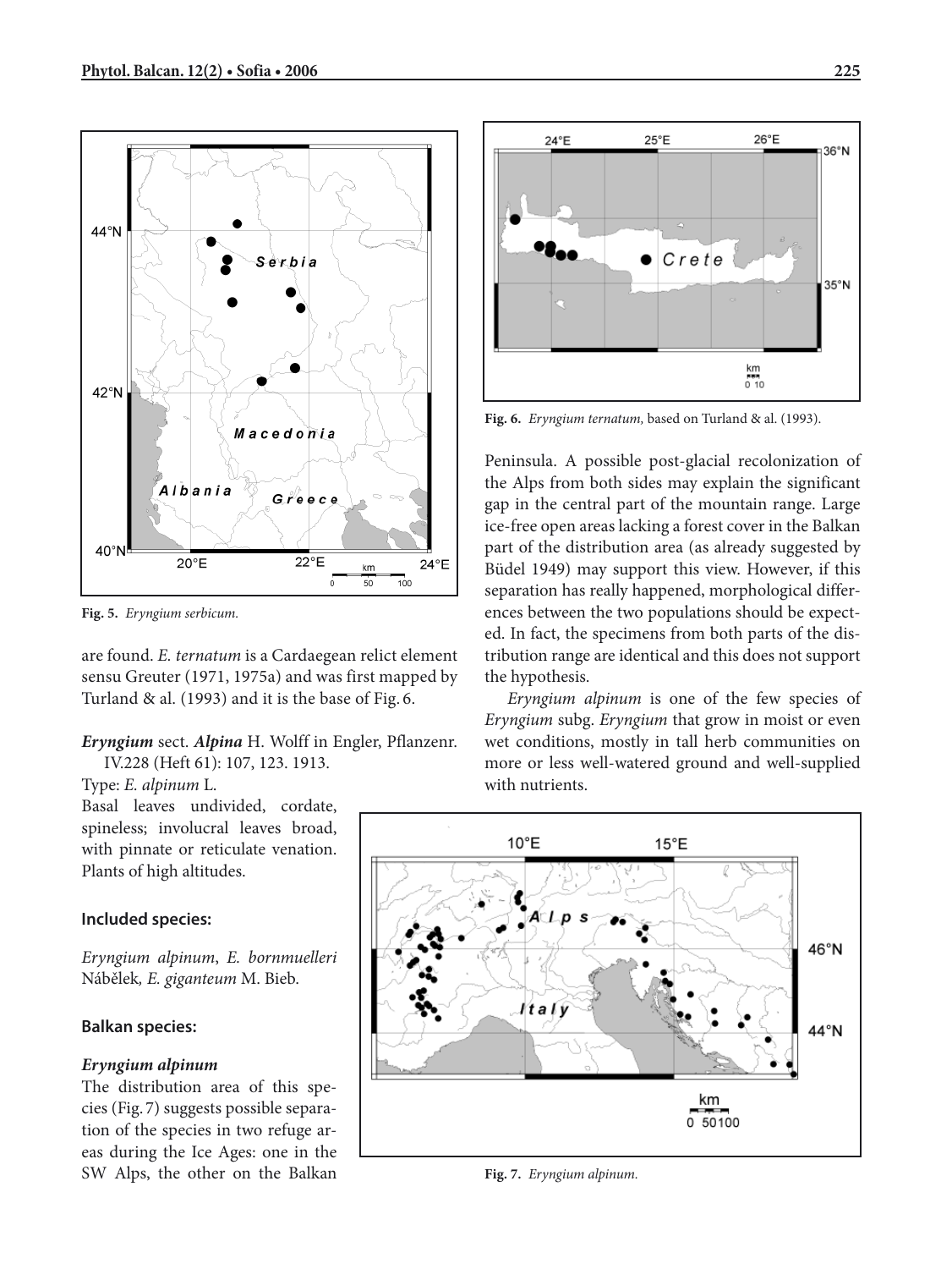**Fig. 5.** *Eryngium serbicum.*

are found. *E. ternatum* is a Cardaegean relict element sensu Greuter (1971, 1975a) and was first mapped by Turland & al. (1993) and it is the base of Fig. 6.

***Eryngium*** **sect.** ***Alpina*** H. Wolff in Engler, Pflanzenr. IV.228 (Heft 61): 107, 123. 1913.

Type: *E. alpinum* L.

Basal leaves undivided, cordate, spineless; involucral leaves broad, with pinnate or reticulate venation. Plants of high altitudes.

#### Included species:

*Eryngium alpinum*, *E. bornmuelleri* Nábělek, *E. giganteum* M. Bieb.

#### Balkan species:

#### *Eryngium alpinum*

The distribution area of this species (Fig. 7) suggests possible separation of the species in two refuge areas during the Ice Ages: one in the SW Alps, the other on the Balkan Peninsula. A possible post-glacial recolonization of the Alps from both sides may explain the significant gap in the central part of the mountain range. Large ice-free open areas lacking a forest cover in the Balkan part of the distribution area (as already suggested by Büdel 1949) may support this view. However, if this separation has really happened, morphological differences between the two populations should be expected. In fact, the specimens from both parts of the distribution range are identical and this does not support the hypothesis.

**Fig. 6.** *Eryngium ternatum,* based on Turland & al. (1993).

*Eryngium alpinum* is one of the few species of *Eryngium* subg. *Eryngium* that grow in moist or even wet conditions, mostly in tall herb communities on more or less well-watered ground and well-supplied with nutrients.

**Fig. 7.** *Eryngium alpinum.*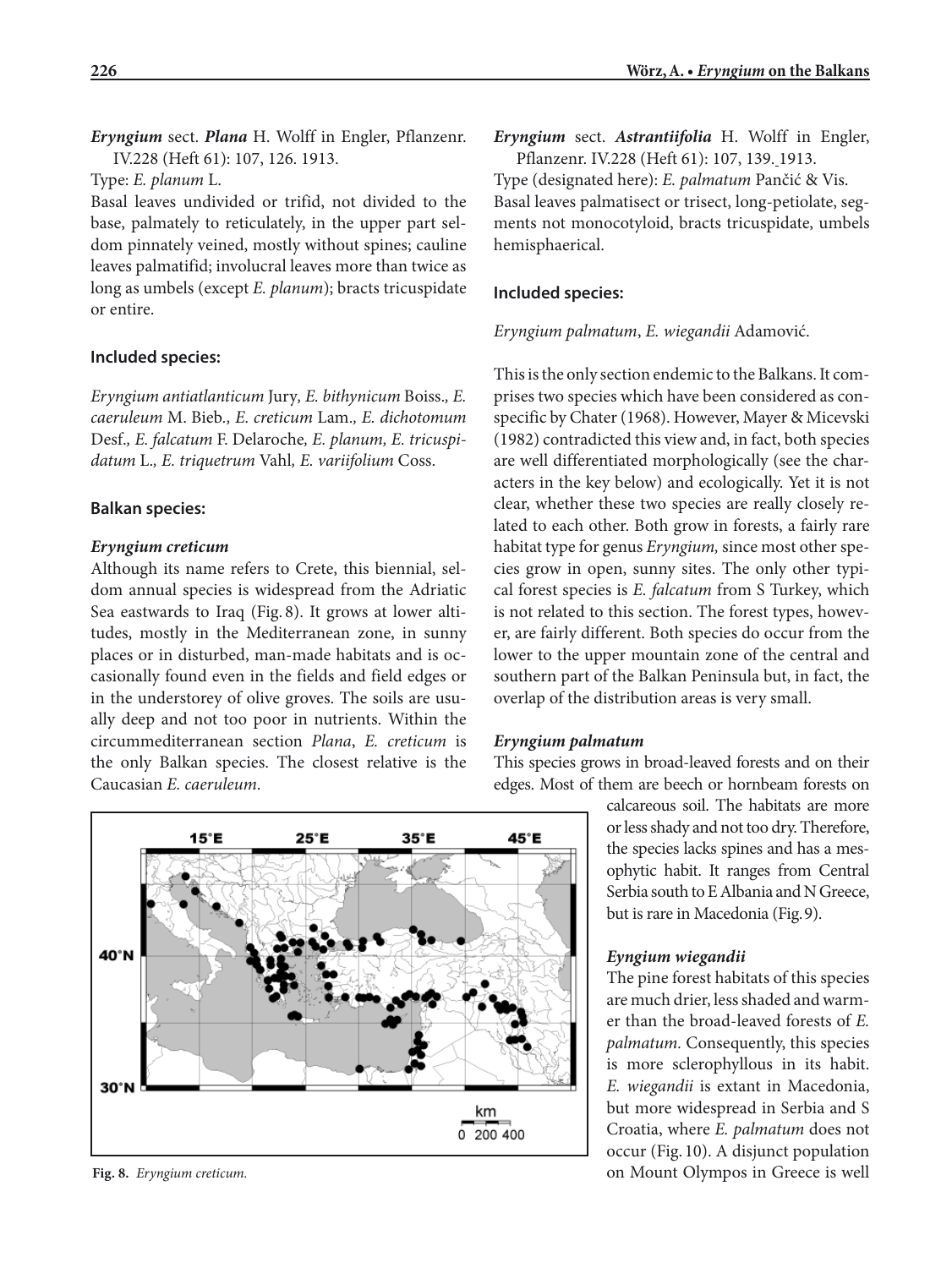***Eryngium*** sect. ***Plana*** H. Wolff in Engler, Pflanzenr. IV.228 (Heft 61): 107, 126. 1913.

Type: *E. planum* L.

Basal leaves undivided or trifid, not divided to the base, palmately to reticulately, in the upper part seldom pinnately veined, mostly without spines; cauline leaves palmatifid; involucral leaves more than twice as long as umbels (except *E. planum*); bracts tricuspidate or entire.

#### Included species:

*Eryngium antiatlanticum* Jury*, E. bithynicum* Boiss.*, E. caeruleum* M. Bieb.*, E. creticum* Lam.*, E. dichotomum* Desf.*, E. falcatum* F. Delaroche*, E. planum, E. tricuspidatum* L.*, E. triquetrum* Vahl*, E. variifolium* Coss.

#### Balkan species:

##### *Eryngium creticum*

Although its name refers to Crete, this biennial, seldom annual species is widespread from the Adriatic Sea eastwards to Iraq (Fig. 8). It grows at lower altitudes, mostly in the Mediterranean zone, in sunny places or in disturbed, man-made habitats and is occasionally found even in the fields and field edges or in the understorey of olive groves. The soils are usually deep and not too poor in nutrients. Within the circummediterranean section *Plana*, *E. creticum* is the only Balkan species. The closest relative is the Caucasian *E. caeruleum*.

**Fig. 8.** *Eryngium creticum.*

***Eryngium*** sect. ***Astrantiifolia*** H. Wolff in Engler, Pflanzenr. IV.228 (Heft 61): 107, 139. 1913.

Type (designated here): *E. palmatum* Pančić & Vis.

Basal leaves palmatisect or trisect, long-petiolate, segments not monocotyloid, bracts tricuspidate, umbels hemisphaerical.

#### Included species:

*Eryngium palmatum*, *E. wiegandii* Adamović.

This is the only section endemic to the Balkans. It comprises two species which have been considered as conspecific by Chater (1968). However, Mayer & Micevski (1982) contradicted this view and, in fact, both species are well differentiated morphologically (see the characters in the key below) and ecologically. Yet it is not clear, whether these two species are really closely related to each other. Both grow in forests, a fairly rare habitat type for genus *Eryngium,* since most other species grow in open, sunny sites. The only other typical forest species is *E. falcatum* from S Turkey, which is not related to this section. The forest types, however, are fairly different. Both species do occur from the lower to the upper mountain zone of the central and southern part of the Balkan Peninsula but, in fact, the overlap of the distribution areas is very small.

##### *Eryngium palmatum*

This species grows in broad-leaved forests and on their edges. Most of them are beech or hornbeam forests on calcareous soil. The habitats are more or less shady and not too dry. Therefore, the species lacks spines and has a mesophytic habit. It ranges from Central Serbia south to E Albania and N Greece, but is rare in Macedonia (Fig. 9).

##### *Eyngium wiegandii*

The pine forest habitats of this species are much drier, less shaded and warmer than the broad-leaved forests of *E. palmatum.* Consequently, this species is more sclerophyllous in its habit. *E. wiegandii* is extant in Macedonia, but more widespread in Serbia and S Croatia, where *E. palmatum* does not occur (Fig. 10). A disjunct population on Mount Olympos in Greece is well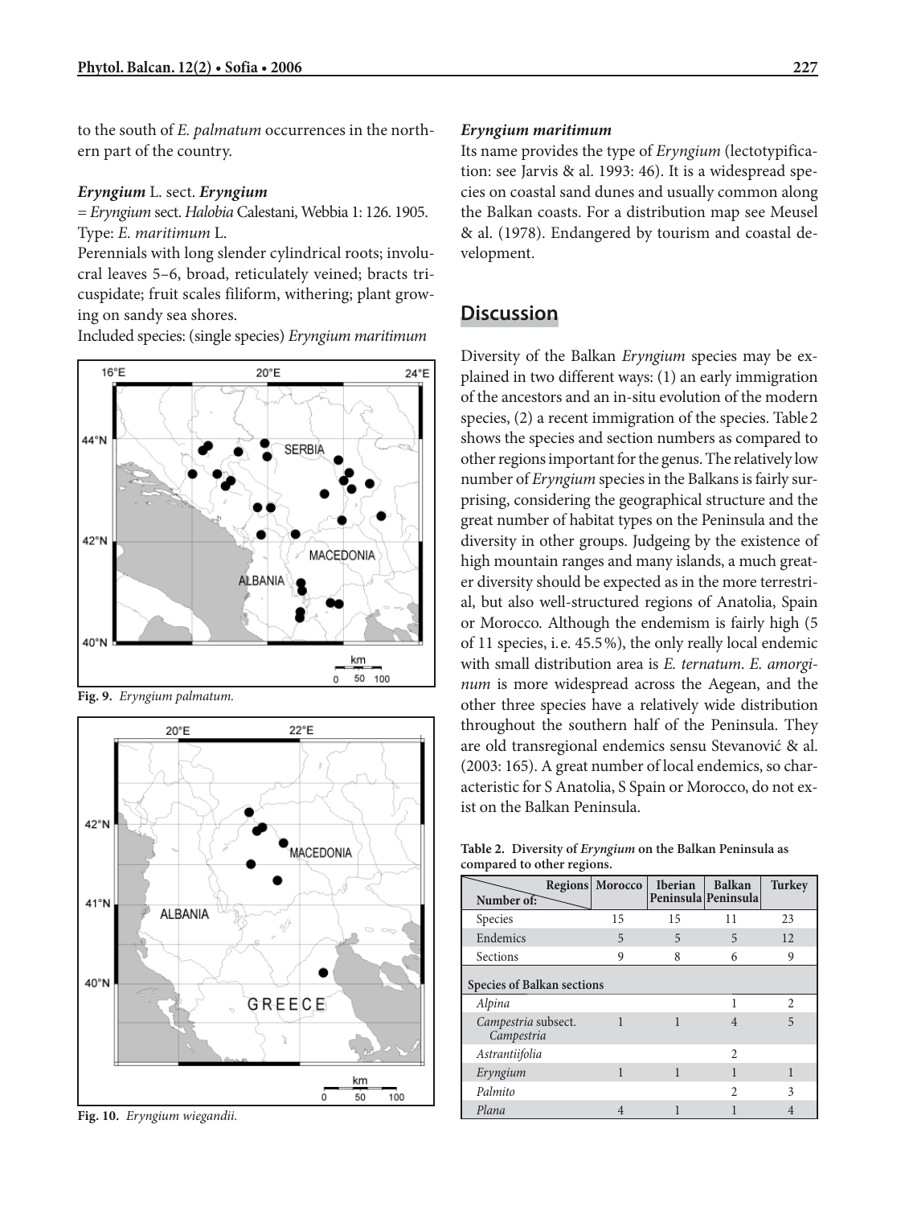to the south of *E. palmatum* occurrences in the northern part of the country.

***Eryngium*** L. sect. ***Eryngium***

= *Eryngium* sect. *Halobia* Calestani, Webbia 1: 126. 1905.
Type: *E. maritimum* L.

Perennials with long slender cylindrical roots; involucral leaves 5–6, broad, reticulately veined; bracts tricuspidate; fruit scales filiform, withering; plant growing on sandy sea shores.

Included species: (single species) *Eryngium maritimum*

**Fig. 9.** *Eryngium palmatum.*

**Fig. 10.** *Eryngium wiegandii.*

***Eryngium maritimum***

Its name provides the type of *Eryngium* (lectotypification: see Jarvis & al. 1993: 46). It is a widespread species on coastal sand dunes and usually common along the Balkan coasts. For a distribution map see Meusel & al. (1978). Endangered by tourism and coastal development.

## Discussion

Diversity of the Balkan *Eryngium* species may be explained in two different ways: (1) an early immigration of the ancestors and an in-situ evolution of the modern species, (2) a recent immigration of the species. Table 2 shows the species and section numbers as compared to other regions important for the genus. The relatively low number of *Eryngium* species in the Balkans is fairly surprising, considering the geographical structure and the great number of habitat types on the Peninsula and the diversity in other groups. Judgeing by the existence of high mountain ranges and many islands, a much greater diversity should be expected as in the more terrestrial, but also well-structured regions of Anatolia, Spain or Morocco. Although the endemism is fairly high (5 of 11 species, i.e. 45.5 %), the only really local endemic with small distribution area is *E. ternatum*. *E. amorginum* is more widespread across the Aegean, and the other three species have a relatively wide distribution throughout the southern half of the Peninsula. They are old transregional endemics sensu Stevanović & al. (2003: 165). A great number of local endemics, so characteristic for S Anatolia, S Spain or Morocco, do not exist on the Balkan Peninsula.

**Table 2. Diversity of *Eryngium* on the Balkan Peninsula as compared to other regions.**

| Regions / Number of: | Morocco | Iberian Peninsula | Balkan Peninsula | Turkey |
|---|---|---|---|---|
| Species | 15 | 15 | 11 | 23 |
| Endemics | 5 | 5 | 5 | 12 |
| Sections | 9 | 8 | 6 | 9 |
| **Species of Balkan sections** | | | | |
| *Alpina* | | | 1 | 2 |
| *Campestria* subsect. *Campestria* | 1 | 1 | 4 | 5 |
| *Astrantiifolia* | | | 2 | |
| *Eryngium* | 1 | 1 | 1 | 1 |
| *Palmito* | | | 2 | 3 |
| *Plana* | 4 | 1 | 1 | 4 |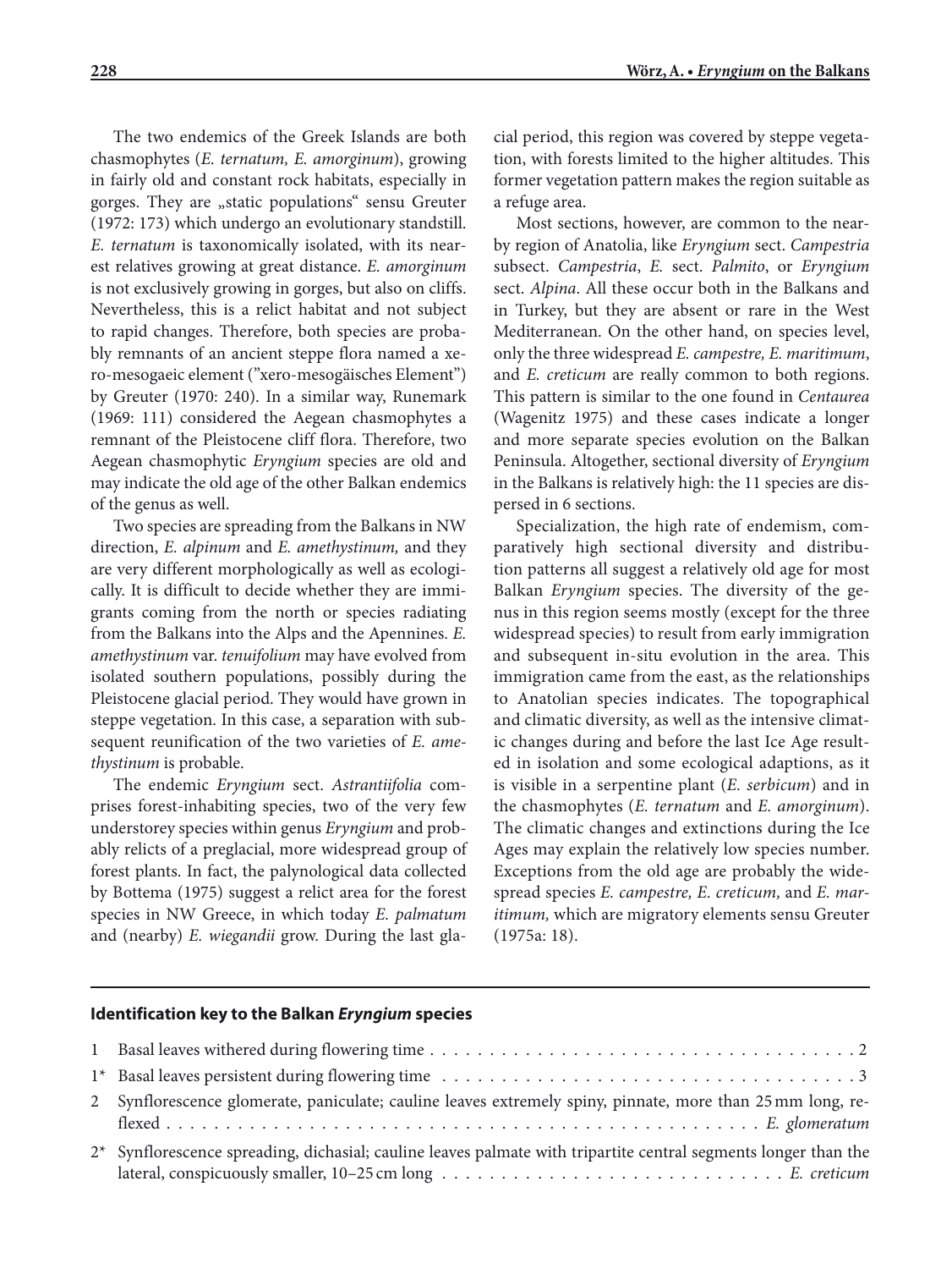The two endemics of the Greek Islands are both chasmophytes (*E. ternatum, E. amorginum*), growing in fairly old and constant rock habitats, especially in gorges. They are „static populations" sensu Greuter (1972: 173) which undergo an evolutionary standstill. *E. ternatum* is taxonomically isolated, with its nearest relatives growing at great distance. *E. amorginum* is not exclusively growing in gorges, but also on cliffs. Nevertheless, this is a relict habitat and not subject to rapid changes. Therefore, both species are probably remnants of an ancient steppe flora named a xero-mesogaeic element ("xero-mesogäisches Element") by Greuter (1970: 240). In a similar way, Runemark (1969: 111) considered the Aegean chasmophytes a remnant of the Pleistocene cliff flora. Therefore, two Aegean chasmophytic *Eryngium* species are old and may indicate the old age of the other Balkan endemics of the genus as well.

Two species are spreading from the Balkans in NW direction, *E. alpinum* and *E. amethystinum,* and they are very different morphologically as well as ecologically. It is difficult to decide whether they are immigrants coming from the north or species radiating from the Balkans into the Alps and the Apennines. *E. amethystinum* var. *tenuifolium* may have evolved from isolated southern populations, possibly during the Pleistocene glacial period. They would have grown in steppe vegetation. In this case, a separation with subsequent reunification of the two varieties of *E. amethystinum* is probable.

The endemic *Eryngium* sect. *Astrantiifolia* comprises forest-inhabiting species, two of the very few understorey species within genus *Eryngium* and probably relicts of a preglacial, more widespread group of forest plants. In fact, the palynological data collected by Bottema (1975) suggest a relict area for the forest species in NW Greece, in which today *E. palmatum* and (nearby) *E. wiegandii* grow. During the last glacial period, this region was covered by steppe vegetation, with forests limited to the higher altitudes. This former vegetation pattern makes the region suitable as a refuge area.

Most sections, however, are common to the nearby region of Anatolia, like *Eryngium* sect. *Campestria* subsect. *Campestria*, *E.* sect. *Palmito*, or *Eryngium* sect. *Alpina*. All these occur both in the Balkans and in Turkey, but they are absent or rare in the West Mediterranean. On the other hand, on species level, only the three widespread *E. campestre, E. maritimum*, and *E. creticum* are really common to both regions. This pattern is similar to the one found in *Centaurea* (Wagenitz 1975) and these cases indicate a longer and more separate species evolution on the Balkan Peninsula. Altogether, sectional diversity of *Eryngium* in the Balkans is relatively high: the 11 species are dispersed in 6 sections.

Specialization, the high rate of endemism, comparatively high sectional diversity and distribution patterns all suggest a relatively old age for most Balkan *Eryngium* species. The diversity of the genus in this region seems mostly (except for the three widespread species) to result from early immigration and subsequent in-situ evolution in the area. This immigration came from the east, as the relationships to Anatolian species indicates. The topographical and climatic diversity, as well as the intensive climatic changes during and before the last Ice Age resulted in isolation and some ecological adaptions, as it is visible in a serpentine plant (*E. serbicum*) and in the chasmophytes (*E. ternatum* and *E. amorginum*). The climatic changes and extinctions during the Ice Ages may explain the relatively low species number. Exceptions from the old age are probably the widespread species *E. campestre, E. creticum,* and *E. maritimum,* which are migratory elements sensu Greuter (1975a: 18).

## Identification key to the Balkan *Eryngium* species

1 Basal leaves withered during flowering time . . . . . . . . . . 2

1* Basal leaves persistent during flowering time . . . . . . . . . . 3

2 Synflorescence glomerate, paniculate; cauline leaves extremely spiny, pinnate, more than 25 mm long, reflexed . . . . . . . . . . *E. glomeratum*

2* Synflorescence spreading, dichasial; cauline leaves palmate with tripartite central segments longer than the lateral, conspicuously smaller, 10–25 cm long . . . . . . . . . . *E. creticum*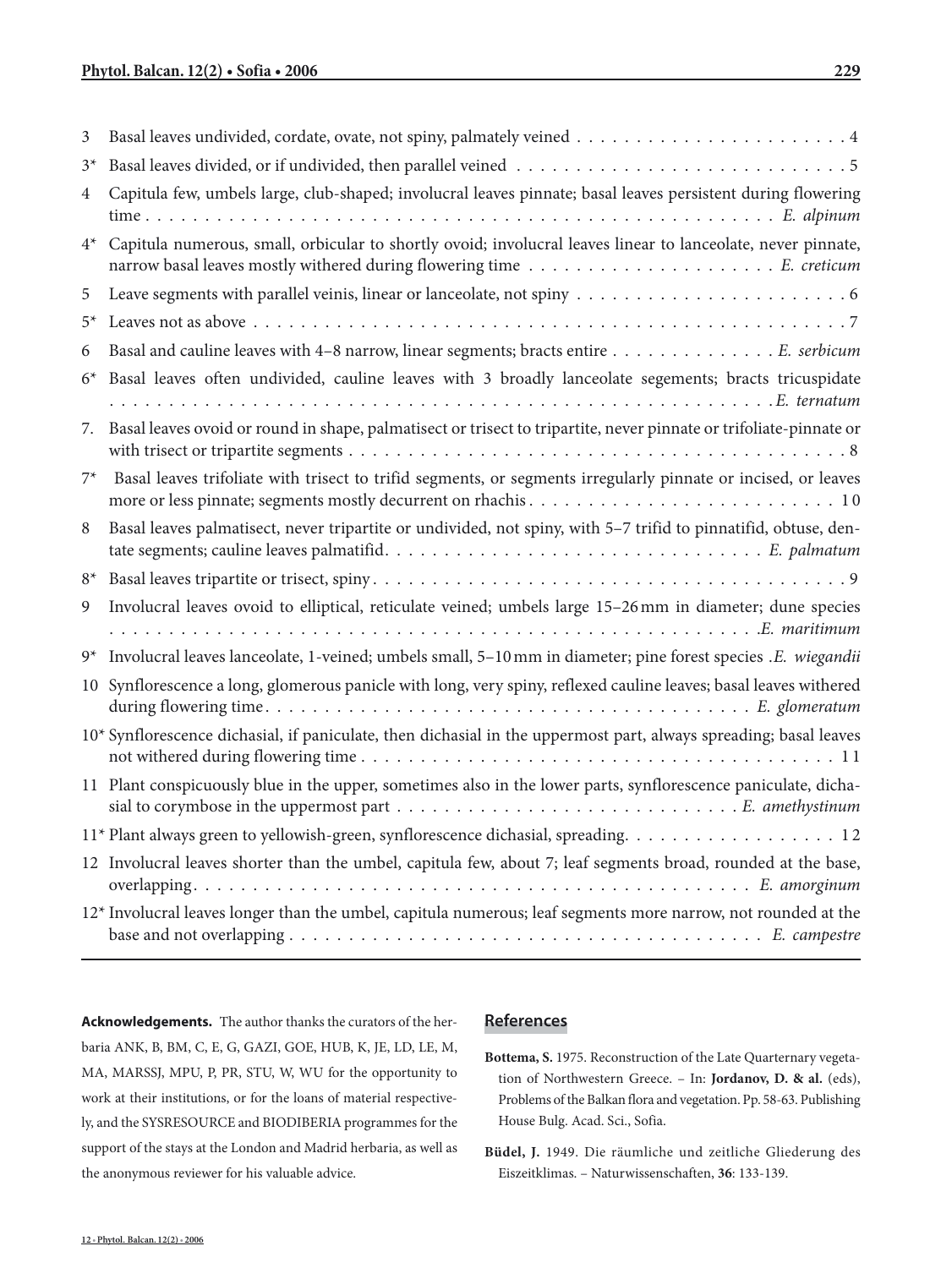3 Basal leaves undivided, cordate, ovate, not spiny, palmately veined . . . . . . . . . . . . . . . . . . . . . . . 4

3* Basal leaves divided, or if undivided, then parallel veined . . . . . . . . . . . . . . . . . . . . . . . . . . . . 5

4 Capitula few, umbels large, club-shaped; involucral leaves pinnate; basal leaves persistent during flowering time . . . . . . . . . . . . . . . . . . . . . . . . . . . . . . . . . . . . . . . . . . . . . . . . . . . . . . . *E. alpinum*

4* Capitula numerous, small, orbicular to shortly ovoid; involucral leaves linear to lanceolate, never pinnate, narrow basal leaves mostly withered during flowering time . . . . . . . . . . . . . . . . . . . . . *E. creticum*

5 Leave segments with parallel veinis, linear or lanceolate, not spiny . . . . . . . . . . . . . . . . . . . . . . . 6

5* Leaves not as above . . . . . . . . . . . . . . . . . . . . . . . . . . . . . . . . . . . . . . . . . . . . . . . . . . 7

6 Basal and cauline leaves with 4–8 narrow, linear segments; bracts entire . . . . . . . . . . . . . . *E. serbicum*

6* Basal leaves often undivided, cauline leaves with 3 broadly lanceolate segements; bracts tricuspidate . . . . . . . . . . . . . . . . . . . . . . . . . . . . . . . . . . . . . . . . . . . . . . . . . . . . . . . . . . . *E. ternatum*

7. Basal leaves ovoid or round in shape, palmatisect or trisect to tripartite, never pinnate or trifoliate-pinnate or with trisect or tripartite segments . . . . . . . . . . . . . . . . . . . . . . . . . . . . . . . . . . . . . . . . . 8

7* Basal leaves trifoliate with trisect to trifid segments, or segments irregularly pinnate or incised, or leaves more or less pinnate; segments mostly decurrent on rhachis . . . . . . . . . . . . . . . . . . . . . . . . . . 10

8 Basal leaves palmatisect, never tripartite or undivided, not spiny, with 5–7 trifid to pinnatifid, obtuse, dentate segments; cauline leaves palmatifid. . . . . . . . . . . . . . . . . . . . . . . . . . . . . . . . *E. palmatum*

8* Basal leaves tripartite or trisect, spiny . . . . . . . . . . . . . . . . . . . . . . . . . . . . . . . . . . . . . . . . 9

9 Involucral leaves ovoid to elliptical, reticulate veined; umbels large 15–26 mm in diameter; dune species . . . . . . . . . . . . . . . . . . . . . . . . . . . . . . . . . . . . . . . . . . . . . . . . . . . . . . . . . . . *E. maritimum*

9* Involucral leaves lanceolate, 1-veined; umbels small, 5–10 mm in diameter; pine forest species . *E. wiegandii*

10 Synflorescence a long, glomerous panicle with long, very spiny, reflexed cauline leaves; basal leaves withered during flowering time . . . . . . . . . . . . . . . . . . . . . . . . . . . . . . . . . . . . . . . . . . . *E. glomeratum*

10* Synflorescence dichasial, if paniculate, then dichasial in the uppermost part, always spreading; basal leaves not withered during flowering time . . . . . . . . . . . . . . . . . . . . . . . . . . . . . . . . . . . . . . . . . 11

11 Plant conspicuously blue in the upper, sometimes also in the lower parts, synflorescence paniculate, dichasial to corymbose in the uppermost part . . . . . . . . . . . . . . . . . . . . . . . . . . . . . *E. amethystinum*

11* Plant always green to yellowish-green, synflorescence dichasial, spreading. . . . . . . . . . . . . . . . . . . 12

12 Involucral leaves shorter than the umbel, capitula few, about 7; leaf segments broad, rounded at the base, overlapping. . . . . . . . . . . . . . . . . . . . . . . . . . . . . . . . . . . . . . . . . . . . . . . . . *E. amorginum*

12* Involucral leaves longer than the umbel, capitula numerous; leaf segments more narrow, not rounded at the base and not overlapping . . . . . . . . . . . . . . . . . . . . . . . . . . . . . . . . . . . . . . . . . . *E. campestre*

**Acknowledgements.** The author thanks the curators of the herbaria ANK, B, BM, C, E, G, GAZI, GOE, HUB, K, JE, LD, LE, M, MA, MARSSJ, MPU, P, PR, STU, W, WU for the opportunity to work at their institutions, or for the loans of material respectively, and the SYSRESOURCE and BIODIBERIA programmes for the support of the stays at the London and Madrid herbaria, as well as the anonymous reviewer for his valuable advice.

## References

**Bottema, S.** 1975. Reconstruction of the Late Quarternary vegetation of Northwestern Greece. – In: **Jordanov, D. & al.** (eds), Problems of the Balkan flora and vegetation. Pp. 58-63. Publishing House Bulg. Acad. Sci., Sofia.

**Büdel, J.** 1949. Die räumliche und zeitliche Gliederung des Eiszeitklimas. – Naturwissenschaften, **36**: 133-139.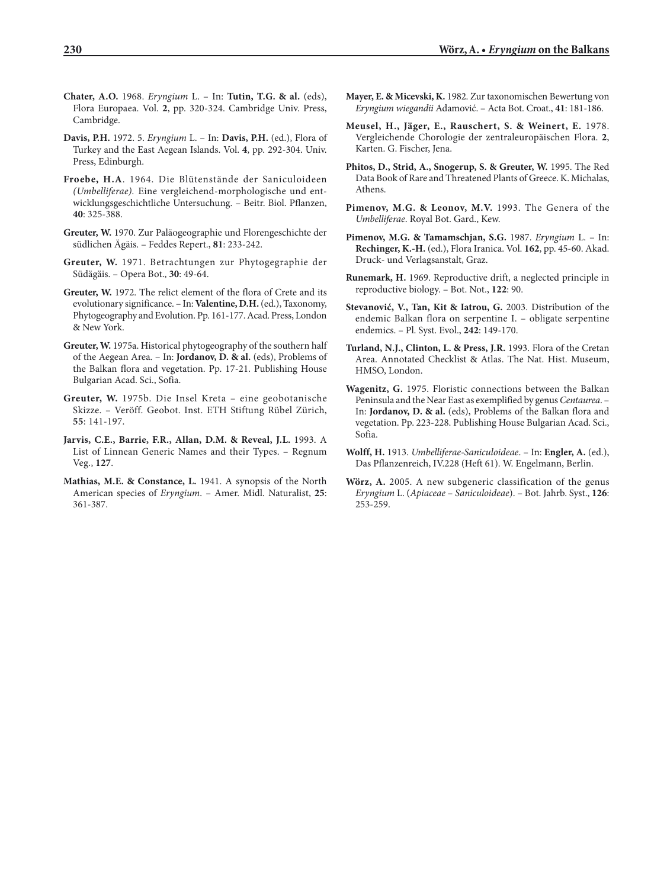**Chater, A.O.** 1968. *Eryngium* L. – In: **Tutin, T.G. & al.** (eds), Flora Europaea. Vol. **2**, pp. 320-324. Cambridge Univ. Press, Cambridge.

**Davis, P.H.** 1972. 5. *Eryngium* L. – In: **Davis, P.H.** (ed.), Flora of Turkey and the East Aegean Islands. Vol. **4**, pp. 292-304. Univ. Press, Edinburgh.

**Froebe, H.A**. 1964. Die Blütenstände der Saniculoideen *(Umbelliferae).* Eine vergleichend-morphologische und entwicklungsgeschichtliche Untersuchung. – Beitr. Biol. Pflanzen, **40**: 325-388.

**Greuter, W.** 1970. Zur Paläogeographie und Florengeschichte der südlichen Ägäis. – Feddes Repert., **81**: 233-242.

**Greuter, W.** 1971. Betrachtungen zur Phytogegraphie der Südägäis. – Opera Bot., **30**: 49-64.

**Greuter, W.** 1972. The relict element of the flora of Crete and its evolutionary significance. – In: **Valentine, D.H.** (ed.), Taxonomy, Phytogeography and Evolution. Pp. 161-177. Acad. Press, London & New York.

**Greuter, W.** 1975a. Historical phytogeography of the southern half of the Aegean Area. – In: **Jordanov, D. & al.** (eds), Problems of the Balkan flora and vegetation. Pp. 17-21. Publishing House Bulgarian Acad. Sci., Sofia.

**Greuter, W.** 1975b. Die Insel Kreta – eine geobotanische Skizze. – Veröff. Geobot. Inst. ETH Stiftung Rübel Zürich, **55**: 141-197.

**Jarvis, C.E., Barrie, F.R., Allan, D.M. & Reveal, J.L.** 1993. A List of Linnean Generic Names and their Types. – Regnum Veg., **127**.

**Mathias, M.E. & Constance, L.** 1941. A synopsis of the North American species of *Eryngium*. – Amer. Midl. Naturalist, **25**: 361-387.

**Mayer, E. & Micevski, K.** 1982. Zur taxonomischen Bewertung von *Eryngium wiegandii* Adamović. – Acta Bot. Croat., **41**: 181-186.

**Meusel, H., Jäger, E., Rauschert, S. & Weinert, E.** 1978. Vergleichende Chorologie der zentraleuropäischen Flora. **2**, Karten. G. Fischer, Jena.

**Phitos, D., Strid, A., Snogerup, S. & Greuter, W.** 1995. The Red Data Book of Rare and Threatened Plants of Greece. K. Michalas, Athens.

**Pimenov, M.G. & Leonov, M.V.** 1993. The Genera of the *Umbelliferae*. Royal Bot. Gard., Kew.

**Pimenov, M.G. & Tamamschjan, S.G.** 1987. *Eryngium* L. – In: **Rechinger, K.-H.** (ed.), Flora Iranica. Vol. **162**, pp. 45-60. Akad. Druck- und Verlagsanstalt, Graz.

**Runemark, H.** 1969. Reproductive drift, a neglected principle in reproductive biology. – Bot. Not., **122**: 90.

**Stevanović, V., Tan, Kit & Iatrou, G.** 2003. Distribution of the endemic Balkan flora on serpentine I. – obligate serpentine endemics. – Pl. Syst. Evol., **242**: 149-170.

**Turland, N.J., Clinton, L. & Press, J.R.** 1993. Flora of the Cretan Area. Annotated Checklist & Atlas. The Nat. Hist. Museum, HMSO, London.

**Wagenitz, G.** 1975. Floristic connections between the Balkan Peninsula and the Near East as exemplified by genus *Centaurea*. – In: **Jordanov, D. & al.** (eds), Problems of the Balkan flora and vegetation. Pp. 223-228. Publishing House Bulgarian Acad. Sci., Sofia.

**Wolff, H.** 1913. *Umbelliferae-Saniculoideae*. – In: **Engler, A.** (ed.), Das Pflanzenreich, IV.228 (Heft 61). W. Engelmann, Berlin.

**Wörz, A.** 2005. A new subgeneric classification of the genus *Eryngium* L. (*Apiaceae – Saniculoideae*). – Bot. Jahrb. Syst., **126**: 253-259.